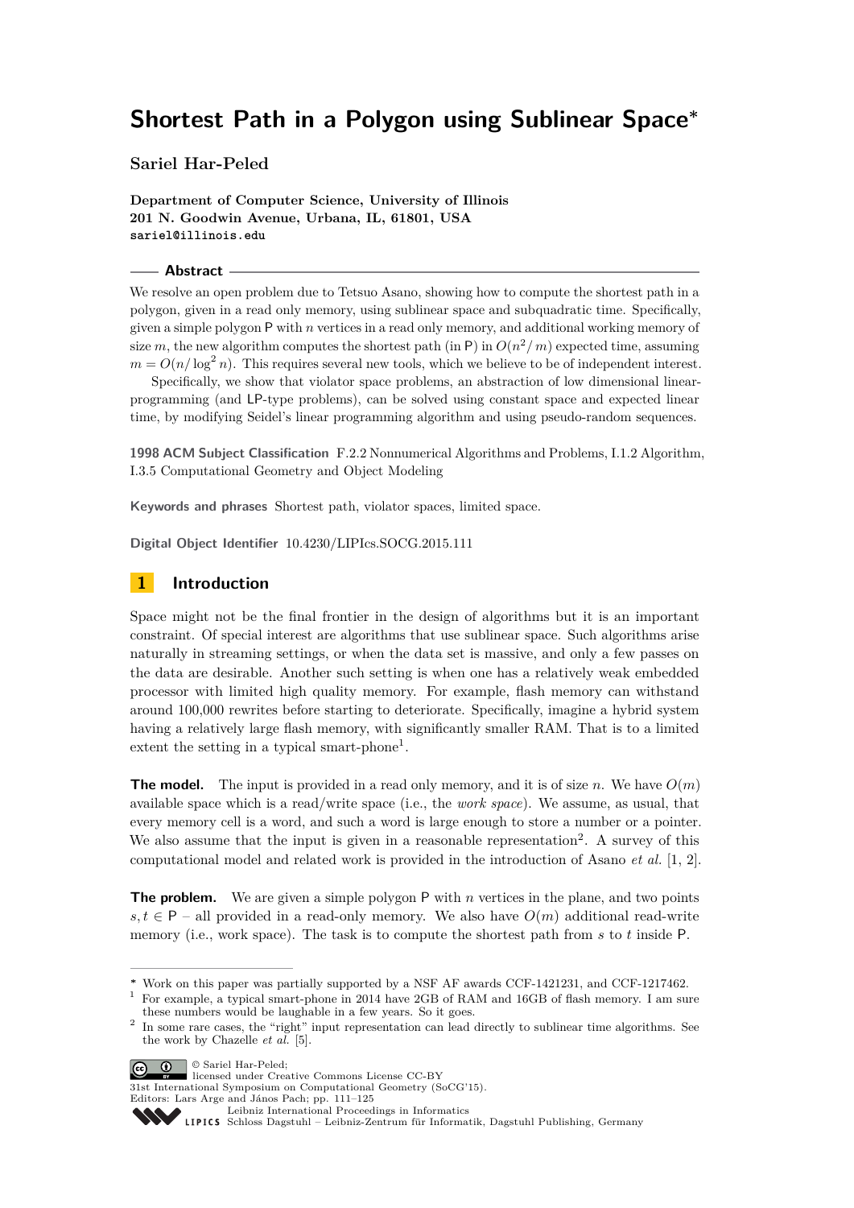# Shortest Path in a Polygon using Sublinear Space*

**Sariel Har-Peled**

**Department of Computer Science, University of Illinois**
**201 N. Goodwin Avenue, Urbana, IL, 61801, USA**
**sariel@illinois.edu**

## Abstract

We resolve an open problem due to Tetsuo Asano, showing how to compute the shortest path in a polygon, given in a read only memory, using sublinear space and subquadratic time. Specifically, given a simple polygon $\mathsf{P}$ with $n$ vertices in a read only memory, and additional working memory of size $m$, the new algorithm computes the shortest path (in $\mathsf{P}$) in $O(n^2/m)$ expected time, assuming $m = O(n/\log^2 n)$. This requires several new tools, which we believe to be of independent interest.

Specifically, we show that violator space problems, an abstraction of low dimensional linear-programming (and LP-type problems), can be solved using constant space and expected linear time, by modifying Seidel's linear programming algorithm and using pseudo-random sequences.

**1998 ACM Subject Classification** F.2.2 Nonnumerical Algorithms and Problems, I.1.2 Algorithm, I.3.5 Computational Geometry and Object Modeling

**Keywords and phrases** Shortest path, violator spaces, limited space.

**Digital Object Identifier** 10.4230/LIPIcs.SOCG.2015.111

## 1 Introduction

Space might not be the final frontier in the design of algorithms but it is an important constraint. Of special interest are algorithms that use sublinear space. Such algorithms arise naturally in streaming settings, or when the data set is massive, and only a few passes on the data are desirable. Another such setting is when one has a relatively weak embedded processor with limited high quality memory. For example, flash memory can withstand around 100,000 rewrites before starting to deteriorate. Specifically, imagine a hybrid system having a relatively large flash memory, with significantly smaller RAM. That is to a limited extent the setting in a typical smart-phone[1].

**The model.** The input is provided in a read only memory, and it is of size $n$. We have $O(m)$ available space which is a read/write space (i.e., the *work space*). We assume, as usual, that every memory cell is a word, and such a word is large enough to store a number or a pointer. We also assume that the input is given in a reasonable representation[2]. A survey of this computational model and related work is provided in the introduction of Asano *et al.* [1, 2].

**The problem.** We are given a simple polygon $\mathsf{P}$ with $n$ vertices in the plane, and two points $s, t \in \mathsf{P}$ – all provided in a read-only memory. We also have $O(m)$ additional read-write memory (i.e., work space). The task is to compute the shortest path from $s$ to $t$ inside $\mathsf{P}$.

---

\* Work on this paper was partially supported by a NSF AF awards CCF-1421231, and CCF-1217462.

[1] For example, a typical smart-phone in 2014 have 2GB of RAM and 16GB of flash memory. I am sure these numbers would be laughable in a few years. So it goes.

[2] In some rare cases, the "right" input representation can lead directly to sublinear time algorithms. See the work by Chazelle *et al.* [5].

© Sariel Har-Peled;
licensed under Creative Commons License CC-BY
31st International Symposium on Computational Geometry (SoCG'15).
Editors: Lars Arge and János Pach; pp. 111–125
Leibniz International Proceedings in Informatics
Schloss Dagstuhl – Leibniz-Zentrum für Informatik, Dagstuhl Publishing, Germany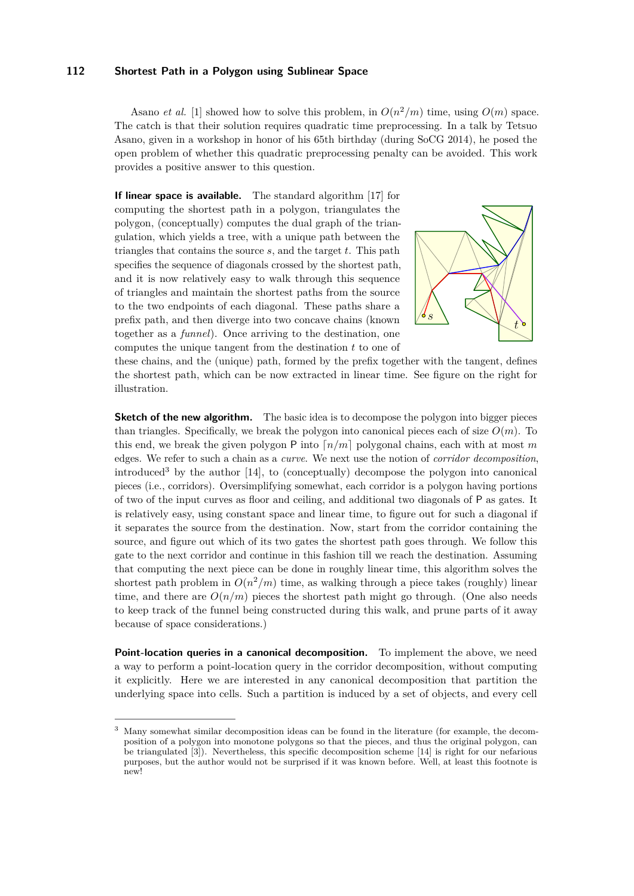Asano *et al.* [1] showed how to solve this problem, in $O(n^2/m)$ time, using $O(m)$ space. The catch is that their solution requires quadratic time preprocessing. In a talk by Tetsuo Asano, given in a workshop in honor of his 65th birthday (during SoCG 2014), he posed the open problem of whether this quadratic preprocessing penalty can be avoided. This work provides a positive answer to this question.

**If linear space is available.** The standard algorithm [17] for computing the shortest path in a polygon, triangulates the polygon, (conceptually) computes the dual graph of the triangulation, which yields a tree, with a unique path between the triangles that contains the source $s$, and the target $t$. This path specifies the sequence of diagonals crossed by the shortest path, and it is now relatively easy to walk through this sequence of triangles and maintain the shortest paths from the source to the two endpoints of each diagonal. These paths share a prefix path, and then diverge into two concave chains (known together as a *funnel*). Once arriving to the destination, one computes the unique tangent from the destination $t$ to one of these chains, and the (unique) path, formed by the prefix together with the tangent, defines the shortest path, which can be now extracted in linear time. See figure on the right for illustration.

**Sketch of the new algorithm.** The basic idea is to decompose the polygon into bigger pieces than triangles. Specifically, we break the polygon into canonical pieces each of size $O(m)$. To this end, we break the given polygon $\mathsf{P}$ into $\lceil n/m \rceil$ polygonal chains, each with at most $m$ edges. We refer to such a chain as a *curve*. We next use the notion of *corridor decomposition*, introduced[3] by the author [14], to (conceptually) decompose the polygon into canonical pieces (i.e., corridors). Oversimplifying somewhat, each corridor is a polygon having portions of two of the input curves as floor and ceiling, and additional two diagonals of $\mathsf{P}$ as gates. It is relatively easy, using constant space and linear time, to figure out for such a diagonal if it separates the source from the destination. Now, start from the corridor containing the source, and figure out which of its two gates the shortest path goes through. We follow this gate to the next corridor and continue in this fashion till we reach the destination. Assuming that computing the next piece can be done in roughly linear time, this algorithm solves the shortest path problem in $O(n^2/m)$ time, as walking through a piece takes (roughly) linear time, and there are $O(n/m)$ pieces the shortest path might go through. (One also needs to keep track of the funnel being constructed during this walk, and prune parts of it away because of space considerations.)

**Point-location queries in a canonical decomposition.** To implement the above, we need a way to perform a point-location query in the corridor decomposition, without computing it explicitly. Here we are interested in any canonical decomposition that partition the underlying space into cells. Such a partition is induced by a set of objects, and every cell

[3] Many somewhat similar decomposition ideas can be found in the literature (for example, the decomposition of a polygon into monotone polygons so that the pieces, and thus the original polygon, can be triangulated [3]). Nevertheless, this specific decomposition scheme [14] is right for our nefarious purposes, but the author would not be surprised if it was known before. Well, at least this footnote is new!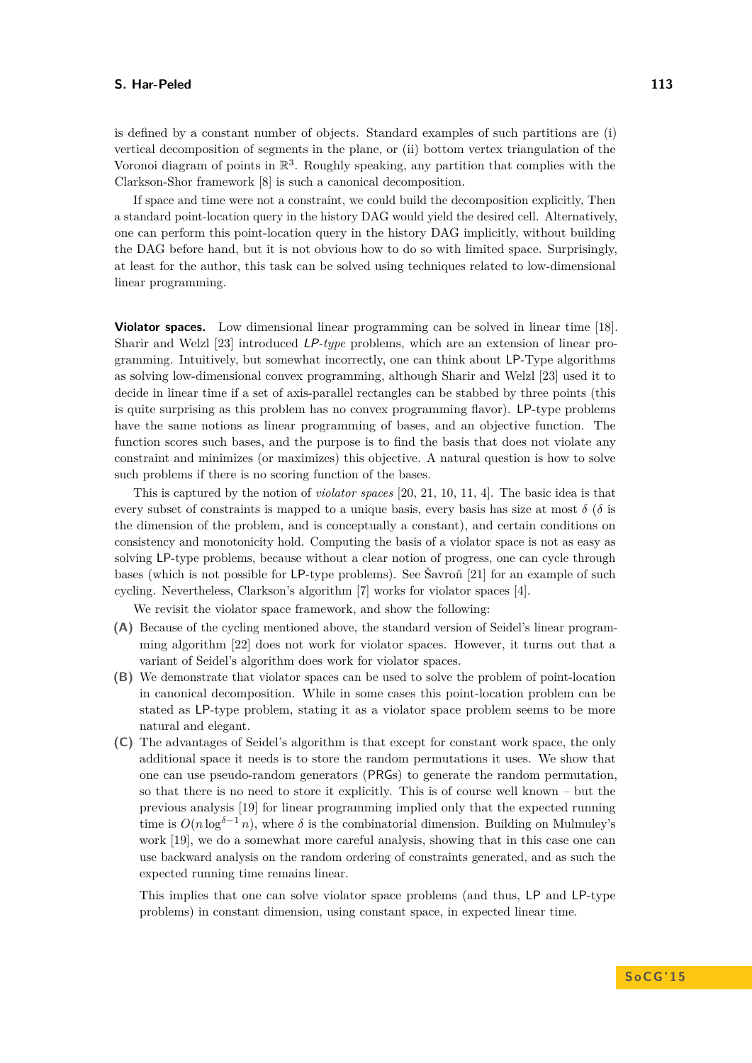is defined by a constant number of objects. Standard examples of such partitions are (i) vertical decomposition of segments in the plane, or (ii) bottom vertex triangulation of the Voronoi diagram of points in $\mathbb{R}^3$. Roughly speaking, any partition that complies with the Clarkson-Shor framework [8] is such a canonical decomposition.

If space and time were not a constraint, we could build the decomposition explicitly, Then a standard point-location query in the history DAG would yield the desired cell. Alternatively, one can perform this point-location query in the history DAG implicitly, without building the DAG before hand, but it is not obvious how to do so with limited space. Surprisingly, at least for the author, this task can be solved using techniques related to low-dimensional linear programming.

**Violator spaces.** Low dimensional linear programming can be solved in linear time [18]. Sharir and Welzl [23] introduced *LP-type* problems, which are an extension of linear programming. Intuitively, but somewhat incorrectly, one can think about LP-Type algorithms as solving low-dimensional convex programming, although Sharir and Welzl [23] used it to decide in linear time if a set of axis-parallel rectangles can be stabbed by three points (this is quite surprising as this problem has no convex programming flavor). LP-type problems have the same notions as linear programming of bases, and an objective function. The function scores such bases, and the purpose is to find the basis that does not violate any constraint and minimizes (or maximizes) this objective. A natural question is how to solve such problems if there is no scoring function of the bases.

This is captured by the notion of *violator spaces* [20, 21, 10, 11, 4]. The basic idea is that every subset of constraints is mapped to a unique basis, every basis has size at most $\delta$ ($\delta$ is the dimension of the problem, and is conceptually a constant), and certain conditions on consistency and monotonicity hold. Computing the basis of a violator space is not as easy as solving LP-type problems, because without a clear notion of progress, one can cycle through bases (which is not possible for LP-type problems). See Šavroň [21] for an example of such cycling. Nevertheless, Clarkson's algorithm [7] works for violator spaces [4].

We revisit the violator space framework, and show the following:

**(A)** Because of the cycling mentioned above, the standard version of Seidel's linear programming algorithm [22] does not work for violator spaces. However, it turns out that a variant of Seidel's algorithm does work for violator spaces.

**(B)** We demonstrate that violator spaces can be used to solve the problem of point-location in canonical decomposition. While in some cases this point-location problem can be stated as LP-type problem, stating it as a violator space problem seems to be more natural and elegant.

**(C)** The advantages of Seidel's algorithm is that except for constant work space, the only additional space it needs is to store the random permutations it uses. We show that one can use pseudo-random generators (PRGs) to generate the random permutation, so that there is no need to store it explicitly. This is of course well known – but the previous analysis [19] for linear programming implied only that the expected running time is $O(n \log^{\delta-1} n)$, where $\delta$ is the combinatorial dimension. Building on Mulmuley's work [19], we do a somewhat more careful analysis, showing that in this case one can use backward analysis on the random ordering of constraints generated, and as such the expected running time remains linear.

This implies that one can solve violator space problems (and thus, LP and LP-type problems) in constant dimension, using constant space, in expected linear time.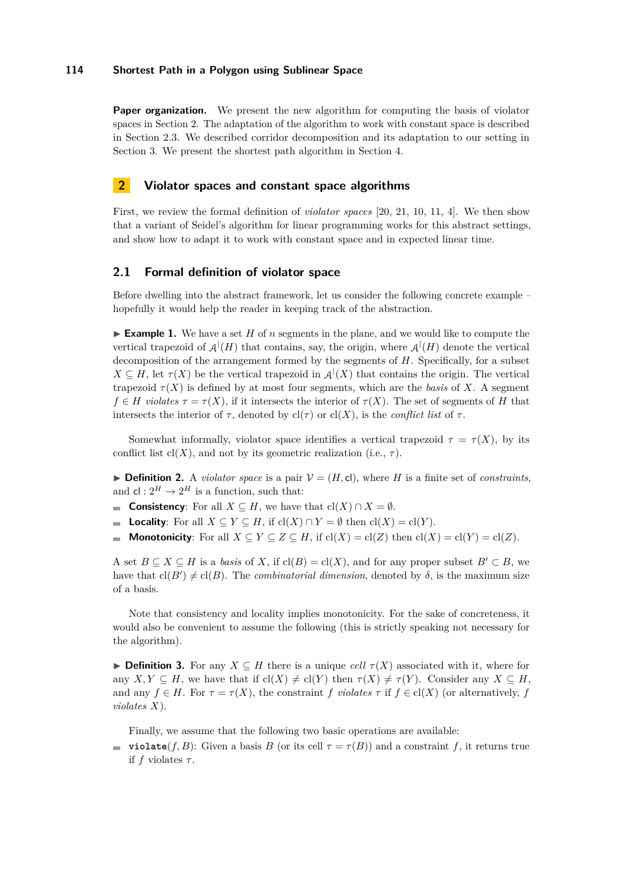**Paper organization.** We present the new algorithm for computing the basis of violator spaces in Section 2. The adaptation of the algorithm to work with constant space is described in Section 2.3. We described corridor decomposition and its adaptation to our setting in Section 3. We present the shortest path algorithm in Section 4.

## 2 Violator spaces and constant space algorithms

First, we review the formal definition of *violator spaces* [20, 21, 10, 11, 4]. We then show that a variant of Seidel's algorithm for linear programming works for this abstract settings, and show how to adapt it to work with constant space and in expected linear time.

### 2.1 Formal definition of violator space

Before dwelling into the abstract framework, let us consider the following concrete example – hopefully it would help the reader in keeping track of the abstraction.

▶ **Example 1.** We have a set $H$ of $n$ segments in the plane, and we would like to compute the vertical trapezoid of $\mathcal{A}^{|}(H)$ that contains, say, the origin, where $\mathcal{A}^{|}(H)$ denote the vertical decomposition of the arrangement formed by the segments of $H$. Specifically, for a subset $X \subseteq H$, let $\tau(X)$ be the vertical trapezoid in $\mathcal{A}^{|}(X)$ that contains the origin. The vertical trapezoid $\tau(X)$ is defined by at most four segments, which are the *basis* of $X$. A segment $f \in H$ *violates* $\tau = \tau(X)$, if it intersects the interior of $\tau(X)$. The set of segments of $H$ that intersects the interior of $\tau$, denoted by $\mathrm{cl}(\tau)$ or $\mathrm{cl}(X)$, is the *conflict list* of $\tau$.

Somewhat informally, violator space identifies a vertical trapezoid $\tau = \tau(X)$, by its conflict list $\mathrm{cl}(X)$, and not by its geometric realization (i.e., $\tau$).

▶ **Definition 2.** A *violator space* is a pair $\mathcal{V} = (H, \mathsf{cl})$, where $H$ is a finite set of *constraints*, and $\mathsf{cl} : 2^H \to 2^H$ is a function, such that:

- **Consistency**: For all $X \subseteq H$, we have that $\mathrm{cl}(X) \cap X = \emptyset$.
- **Locality**: For all $X \subseteq Y \subseteq H$, if $\mathrm{cl}(X) \cap Y = \emptyset$ then $\mathrm{cl}(X) = \mathrm{cl}(Y)$.
- **Monotonicity**: For all $X \subseteq Y \subseteq Z \subseteq H$, if $\mathrm{cl}(X) = \mathrm{cl}(Z)$ then $\mathrm{cl}(X) = \mathrm{cl}(Y) = \mathrm{cl}(Z)$.

A set $B \subseteq X \subseteq H$ is a *basis* of $X$, if $\mathrm{cl}(B) = \mathrm{cl}(X)$, and for any proper subset $B' \subset B$, we have that $\mathrm{cl}(B') \neq \mathrm{cl}(B)$. The *combinatorial dimension*, denoted by $\delta$, is the maximum size of a basis.

Note that consistency and locality implies monotonicity. For the sake of concreteness, it would also be convenient to assume the following (this is strictly speaking not necessary for the algorithm).

▶ **Definition 3.** For any $X \subseteq H$ there is a unique *cell* $\tau(X)$ associated with it, where for any $X, Y \subseteq H$, we have that if $\mathrm{cl}(X) \neq \mathrm{cl}(Y)$ then $\tau(X) \neq \tau(Y)$. Consider any $X \subseteq H$, and any $f \in H$. For $\tau = \tau(X)$, the constraint $f$ *violates* $\tau$ if $f \in \mathrm{cl}(X)$ (or alternatively, $f$ *violates* $X$).

Finally, we assume that the following two basic operations are available:

- `violate`$(f, B)$: Given a basis $B$ (or its cell $\tau = \tau(B)$) and a constraint $f$, it returns true if $f$ violates $\tau$.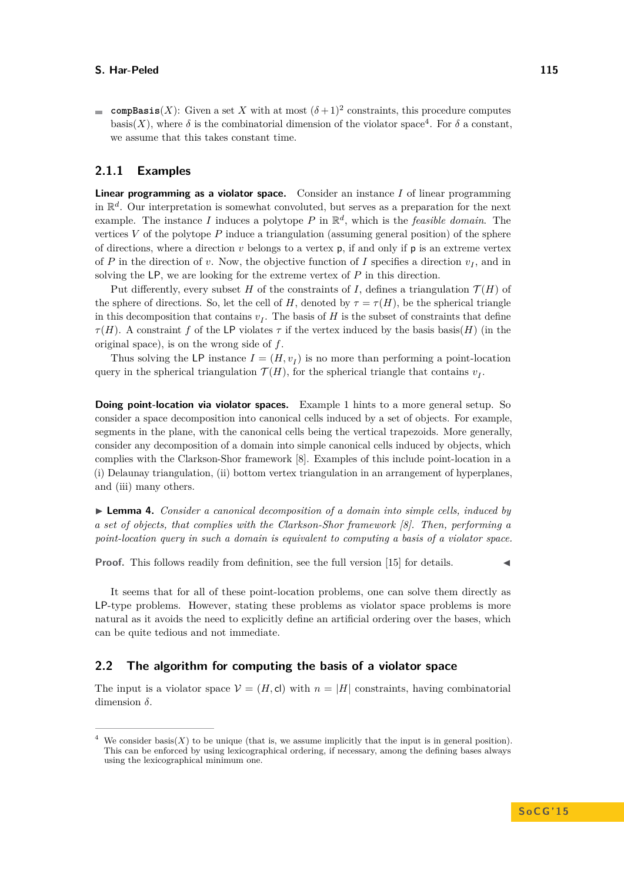- `compBasis`$(X)$: Given a set $X$ with at most $(\delta+1)^2$ constraints, this procedure computes $\mathrm{basis}(X)$, where $\delta$ is the combinatorial dimension of the violator space[4]. For $\delta$ a constant, we assume that this takes constant time.

### 2.1.1 Examples

**Linear programming as a violator space.** Consider an instance $I$ of linear programming in $\mathbb{R}^d$. Our interpretation is somewhat convoluted, but serves as a preparation for the next example. The instance $I$ induces a polytope $P$ in $\mathbb{R}^d$, which is the *feasible domain*. The vertices $V$ of the polytope $P$ induce a triangulation (assuming general position) of the sphere of directions, where a direction $v$ belongs to a vertex $\mathsf{p}$, if and only if $\mathsf{p}$ is an extreme vertex of $P$ in the direction of $v$. Now, the objective function of $I$ specifies a direction $v_I$, and in solving the LP, we are looking for the extreme vertex of $P$ in this direction.

Put differently, every subset $H$ of the constraints of $I$, defines a triangulation $\mathcal{T}(H)$ of the sphere of directions. So, let the cell of $H$, denoted by $\tau = \tau(H)$, be the spherical triangle in this decomposition that contains $v_I$. The basis of $H$ is the subset of constraints that define $\tau(H)$. A constraint $f$ of the LP violates $\tau$ if the vertex induced by the basis $\mathrm{basis}(H)$ (in the original space), is on the wrong side of $f$.

Thus solving the LP instance $I = (H, v_I)$ is no more than performing a point-location query in the spherical triangulation $\mathcal{T}(H)$, for the spherical triangle that contains $v_I$.

**Doing point-location via violator spaces.** Example 1 hints to a more general setup. So consider a space decomposition into canonical cells induced by a set of objects. For example, segments in the plane, with the canonical cells being the vertical trapezoids. More generally, consider any decomposition of a domain into simple canonical cells induced by objects, which complies with the Clarkson-Shor framework [8]. Examples of this include point-location in a (i) Delaunay triangulation, (ii) bottom vertex triangulation in an arrangement of hyperplanes, and (iii) many others.

▶ **Lemma 4.** *Consider a canonical decomposition of a domain into simple cells, induced by a set of objects, that complies with the Clarkson-Shor framework [8]. Then, performing a point-location query in such a domain is equivalent to computing a basis of a violator space.*

**Proof.** This follows readily from definition, see the full version [15] for details. ◀

It seems that for all of these point-location problems, one can solve them directly as LP-type problems. However, stating these problems as violator space problems is more natural as it avoids the need to explicitly define an artificial ordering over the bases, which can be quite tedious and not immediate.

## 2.2 The algorithm for computing the basis of a violator space

The input is a violator space $\mathcal{V} = (H, \mathsf{cl})$ with $n = |H|$ constraints, having combinatorial dimension $\delta$.

---

[4] We consider $\mathrm{basis}(X)$ to be unique (that is, we assume implicitly that the input is in general position). This can be enforced by using lexicographical ordering, if necessary, among the defining bases always using the lexicographical minimum one.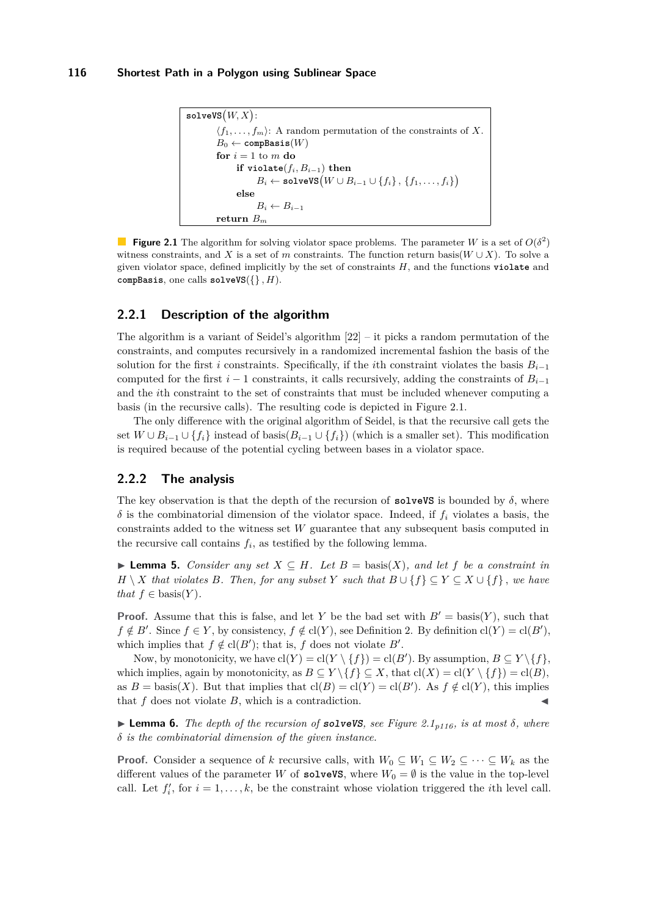```
solveVS(W, X):
    ⟨f_1, ..., f_m⟩: A random permutation of the constraints of X.
    B_0 ← compBasis(W)
    for i = 1 to m do
        if violate(f_i, B_{i-1}) then
            B_i ← solveVS(W ∪ B_{i-1} ∪ {f_i}, {f_1, ..., f_i})
        else
            B_i ← B_{i-1}
    return B_m
```

**Figure 2.1** The algorithm for solving violator space problems. The parameter $W$ is a set of $O(\delta^2)$ witness constraints, and $X$ is a set of $m$ constraints. The function return $\text{basis}(W \cup X)$. To solve a given violator space, defined implicitly by the set of constraints $H$, and the functions **violate** and **compBasis**, one calls **solveVS**$(\{\}, H)$.

### 2.2.1 Description of the algorithm

The algorithm is a variant of Seidel's algorithm [22] – it picks a random permutation of the constraints, and computes recursively in a randomized incremental fashion the basis of the solution for the first $i$ constraints. Specifically, if the $i$th constraint violates the basis $B_{i-1}$ computed for the first $i-1$ constraints, it calls recursively, adding the constraints of $B_{i-1}$ and the $i$th constraint to the set of constraints that must be included whenever computing a basis (in the recursive calls). The resulting code is depicted in Figure 2.1.

The only difference with the original algorithm of Seidel, is that the recursive call gets the set $W \cup B_{i-1} \cup \{f_i\}$ instead of $\text{basis}(B_{i-1} \cup \{f_i\})$ (which is a smaller set). This modification is required because of the potential cycling between bases in a violator space.

### 2.2.2 The analysis

The key observation is that the depth of the recursion of **solveVS** is bounded by $\delta$, where $\delta$ is the combinatorial dimension of the violator space. Indeed, if $f_i$ violates a basis, the constraints added to the witness set $W$ guarantee that any subsequent basis computed in the recursive call contains $f_i$, as testified by the following lemma.

▶ **Lemma 5.** *Consider any set $X \subseteq H$. Let $B = \text{basis}(X)$, and let $f$ be a constraint in $H \setminus X$ that violates $B$. Then, for any subset $Y$ such that $B \cup \{f\} \subseteq Y \subseteq X \cup \{f\}$, we have that $f \in \text{basis}(Y)$.*

**Proof.** Assume that this is false, and let $Y$ be the bad set with $B' = \text{basis}(Y)$, such that $f \notin B'$. Since $f \in Y$, by consistency, $f \notin \text{cl}(Y)$, see Definition 2. By definition $\text{cl}(Y) = \text{cl}(B')$, which implies that $f \notin \text{cl}(B')$; that is, $f$ does not violate $B'$.

Now, by monotonicity, we have $\text{cl}(Y) = \text{cl}(Y \setminus \{f\}) = \text{cl}(B')$. By assumption, $B \subseteq Y \setminus \{f\}$, which implies, again by monotonicity, as $B \subseteq Y \setminus \{f\} \subseteq X$, that $\text{cl}(X) = \text{cl}(Y \setminus \{f\}) = \text{cl}(B)$, as $B = \text{basis}(X)$. But that implies that $\text{cl}(B) = \text{cl}(Y) = \text{cl}(B')$. As $f \notin \text{cl}(Y)$, this implies that $f$ does not violate $B$, which is a contradiction. ◀

▶ **Lemma 6.** *The depth of the recursion of **solveVS**, see Figure 2.1$_{p116}$, is at most $\delta$, where $\delta$ is the combinatorial dimension of the given instance.*

**Proof.** Consider a sequence of $k$ recursive calls, with $W_0 \subseteq W_1 \subseteq W_2 \subseteq \cdots \subseteq W_k$ as the different values of the parameter $W$ of **solveVS**, where $W_0 = \emptyset$ is the value in the top-level call. Let $f'_i$, for $i = 1, \ldots, k$, be the constraint whose violation triggered the $i$th level call.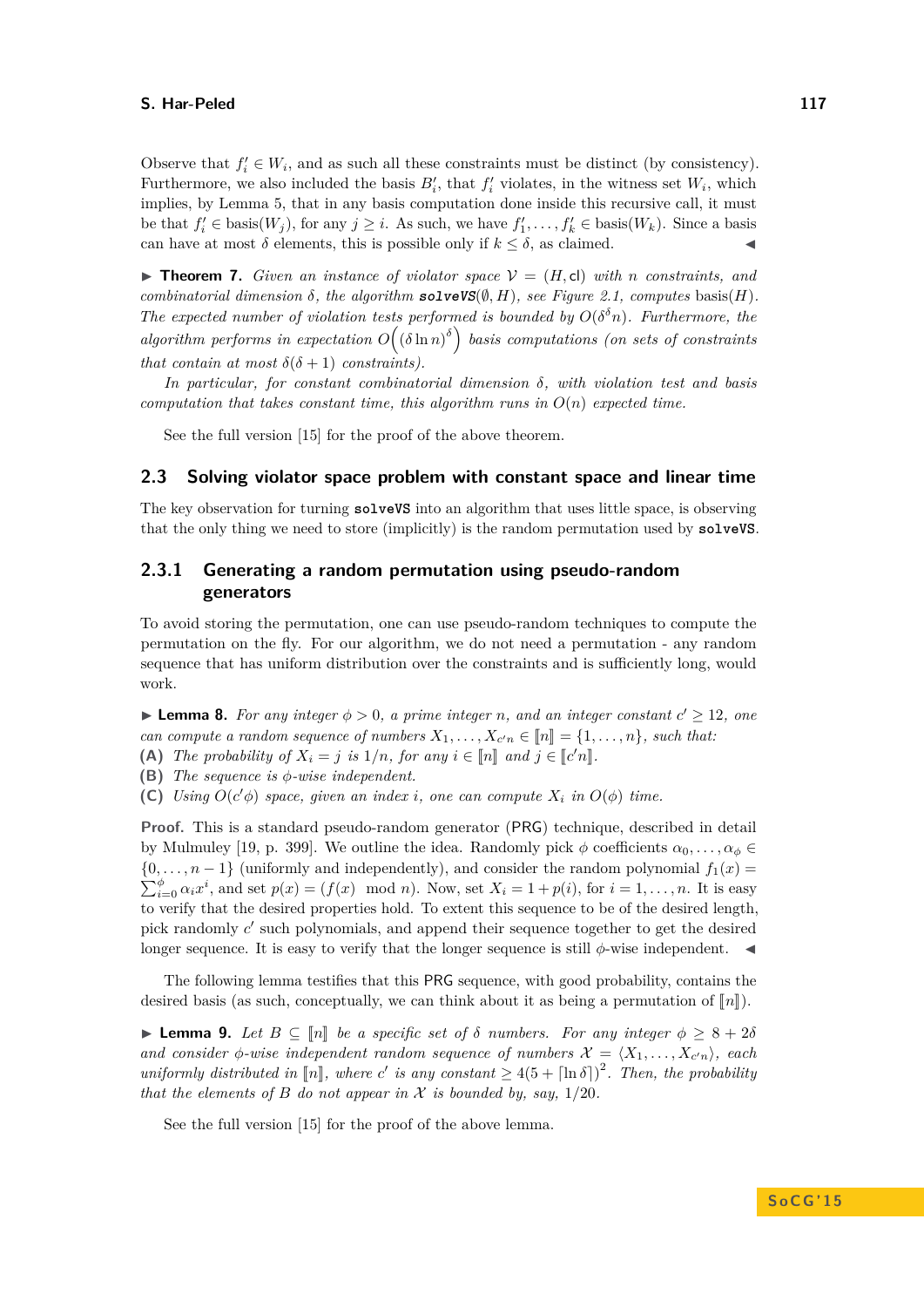Observe that $f'_i \in W_i$, and as such all these constraints must be distinct (by consistency). Furthermore, we also included the basis $B'_i$, that $f'_i$ violates, in the witness set $W_i$, which implies, by Lemma 5, that in any basis computation done inside this recursive call, it must be that $f'_i \in \text{basis}(W_j)$, for any $j \geq i$. As such, we have $f'_1, \ldots, f'_k \in \text{basis}(W_k)$. Since a basis can have at most $\delta$ elements, this is possible only if $k \leq \delta$, as claimed. ◀

▶ **Theorem 7.** *Given an instance of violator space $\mathcal{V} = (H, \mathsf{cl})$ with $n$ constraints, and combinatorial dimension $\delta$, the algorithm **solveVS**$(\emptyset, H)$, see Figure 2.1, computes* basis$(H)$*. The expected number of violation tests performed is bounded by $O(\delta^\delta n)$. Furthermore, the algorithm performs in expectation $O\Big((\delta \ln n)^\delta\Big)$ basis computations (on sets of constraints that contain at most $\delta(\delta+1)$ constraints).*

*In particular, for constant combinatorial dimension $\delta$, with violation test and basis computation that takes constant time, this algorithm runs in $O(n)$ expected time.*

See the full version [15] for the proof of the above theorem.

## 2.3 Solving violator space problem with constant space and linear time

The key observation for turning `solveVS` into an algorithm that uses little space, is observing that the only thing we need to store (implicitly) is the random permutation used by `solveVS`.

### 2.3.1 Generating a random permutation using pseudo-random generators

To avoid storing the permutation, one can use pseudo-random techniques to compute the permutation on the fly. For our algorithm, we do not need a permutation - any random sequence that has uniform distribution over the constraints and is sufficiently long, would work.

▶ **Lemma 8.** *For any integer $\phi > 0$, a prime integer $n$, and an integer constant $c' \geq 12$, one can compute a random sequence of numbers $X_1, \ldots, X_{c'n} \in [\![n]\!] = \{1, \ldots, n\}$, such that:*
**(A)** *The probability of $X_i = j$ is $1/n$, for any $i \in [\![n]\!]$ and $j \in [\![c'n]\!]$.*
**(B)** *The sequence is $\phi$-wise independent.*
**(C)** *Using $O(c'\phi)$ space, given an index $i$, one can compute $X_i$ in $O(\phi)$ time.*

**Proof.** This is a standard pseudo-random generator (PRG) technique, described in detail by Mulmuley [19, p. 399]. We outline the idea. Randomly pick $\phi$ coefficients $\alpha_0, \ldots, \alpha_\phi \in \{0, \ldots, n-1\}$ (uniformly and independently), and consider the random polynomial $f_1(x) = \sum_{i=0}^{\phi} \alpha_i x^i$, and set $p(x) = (f(x) \mod n)$. Now, set $X_i = 1 + p(i)$, for $i = 1, \ldots, n$. It is easy to verify that the desired properties hold. To extent this sequence to be of the desired length, pick randomly $c'$ such polynomials, and append their sequence together to get the desired longer sequence. It is easy to verify that the longer sequence is still $\phi$-wise independent. ◀

The following lemma testifies that this PRG sequence, with good probability, contains the desired basis (as such, conceptually, we can think about it as being a permutation of $[\![n]\!]$).

▶ **Lemma 9.** *Let $B \subseteq [\![n]\!]$ be a specific set of $\delta$ numbers. For any integer $\phi \geq 8 + 2\delta$ and consider $\phi$-wise independent random sequence of numbers $\mathcal{X} = \langle X_1, \ldots, X_{c'n} \rangle$, each uniformly distributed in $[\![n]\!]$, where $c'$ is any constant $\geq 4(5 + \lceil \ln \delta \rceil)^2$. Then, the probability that the elements of $B$ do not appear in $\mathcal{X}$ is bounded by, say, $1/20$.*

See the full version [15] for the proof of the above lemma.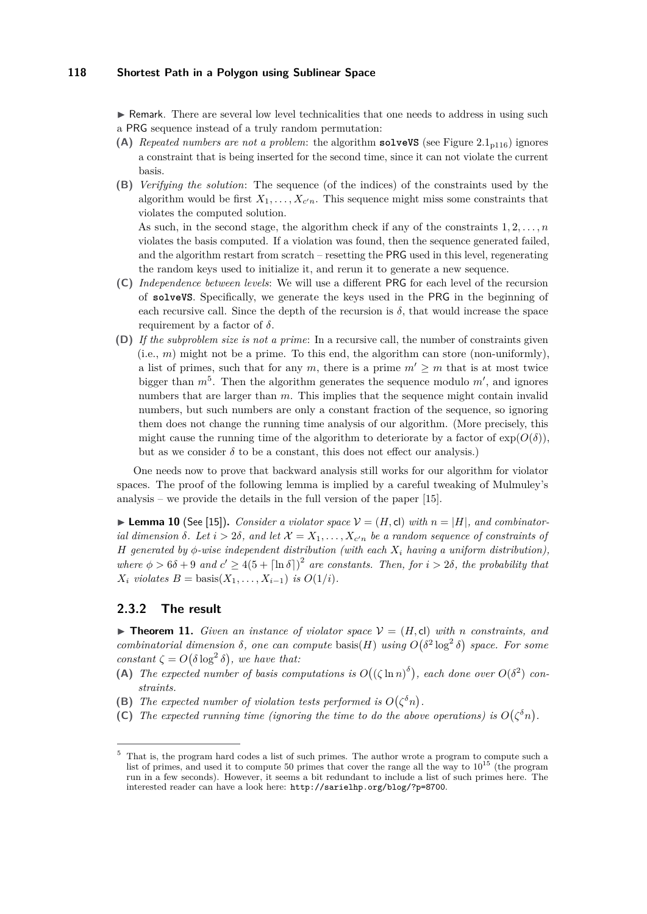▶ Remark. There are several low level technicalities that one needs to address in using such a PRG sequence instead of a truly random permutation:

**(A)** *Repeated numbers are not a problem*: the algorithm **solveVS** (see Figure 2.1 p116) ignores a constraint that is being inserted for the second time, since it can not violate the current basis.

**(B)** *Verifying the solution*: The sequence (of the indices) of the constraints used by the algorithm would be first $X_1, \ldots, X_{c'n}$. This sequence might miss some constraints that violates the computed solution.

As such, in the second stage, the algorithm check if any of the constraints $1, 2, \ldots, n$ violates the basis computed. If a violation was found, then the sequence generated failed, and the algorithm restart from scratch – resetting the PRG used in this level, regenerating the random keys used to initialize it, and rerun it to generate a new sequence.

**(C)** *Independence between levels*: We will use a different PRG for each level of the recursion of **solveVS**. Specifically, we generate the keys used in the PRG in the beginning of each recursive call. Since the depth of the recursion is $\delta$, that would increase the space requirement by a factor of $\delta$.

**(D)** *If the subproblem size is not a prime*: In a recursive call, the number of constraints given (i.e., $m$) might not be a prime. To this end, the algorithm can store (non-uniformly), a list of primes, such that for any $m$, there is a prime $m' \geq m$ that is at most twice bigger than $m$[5]. Then the algorithm generates the sequence modulo $m'$, and ignores numbers that are larger than $m$. This implies that the sequence might contain invalid numbers, but such numbers are only a constant fraction of the sequence, so ignoring them does not change the running time analysis of our algorithm. (More precisely, this might cause the running time of the algorithm to deteriorate by a factor of $\exp(O(\delta))$, but as we consider $\delta$ to be a constant, this does not effect our analysis.)

One needs now to prove that backward analysis still works for our algorithm for violator spaces. The proof of the following lemma is implied by a careful tweaking of Mulmuley's analysis – we provide the details in the full version of the paper [15].

▶ **Lemma 10** (See [15]). *Consider a violator space $\mathcal{V} = (H, \mathsf{cl})$ with $n = |H|$, and combinatorial dimension $\delta$. Let $i > 2\delta$, and let $\mathcal{X} = X_1, \ldots, X_{c'n}$ be a random sequence of constraints of $H$ generated by $\phi$-wise independent distribution (with each $X_i$ having a uniform distribution), where $\phi > 6\delta + 9$ and $c' \geq 4(5 + \lceil \ln \delta \rceil)^2$ are constants. Then, for $i > 2\delta$, the probability that $X_i$ violates $B = \text{basis}(X_1, \ldots, X_{i-1})$ is $O(1/i)$.*

### 2.3.2 The result

▶ **Theorem 11.** *Given an instance of violator space $\mathcal{V} = (H, \mathsf{cl})$ with $n$ constraints, and combinatorial dimension $\delta$, one can compute $\text{basis}(H)$ using $O(\delta^2 \log^2 \delta)$ space. For some constant $\zeta = O(\delta \log^2 \delta)$, we have that:*

**(A)** *The expected number of basis computations is $O((\zeta \ln n)^\delta)$, each done over $O(\delta^2)$ constraints.*

**(B)** *The expected number of violation tests performed is $O(\zeta^\delta n)$.*

**(C)** *The expected running time (ignoring the time to do the above operations) is $O(\zeta^\delta n)$.*

---

[5] That is, the program hard codes a list of such primes. The author wrote a program to compute such a list of primes, and used it to compute 50 primes that cover the range all the way to $10^{15}$ (the program run in a few seconds). However, it seems a bit redundant to include a list of such primes here. The interested reader can have a look here: http://sarielhp.org/blog/?p=8700.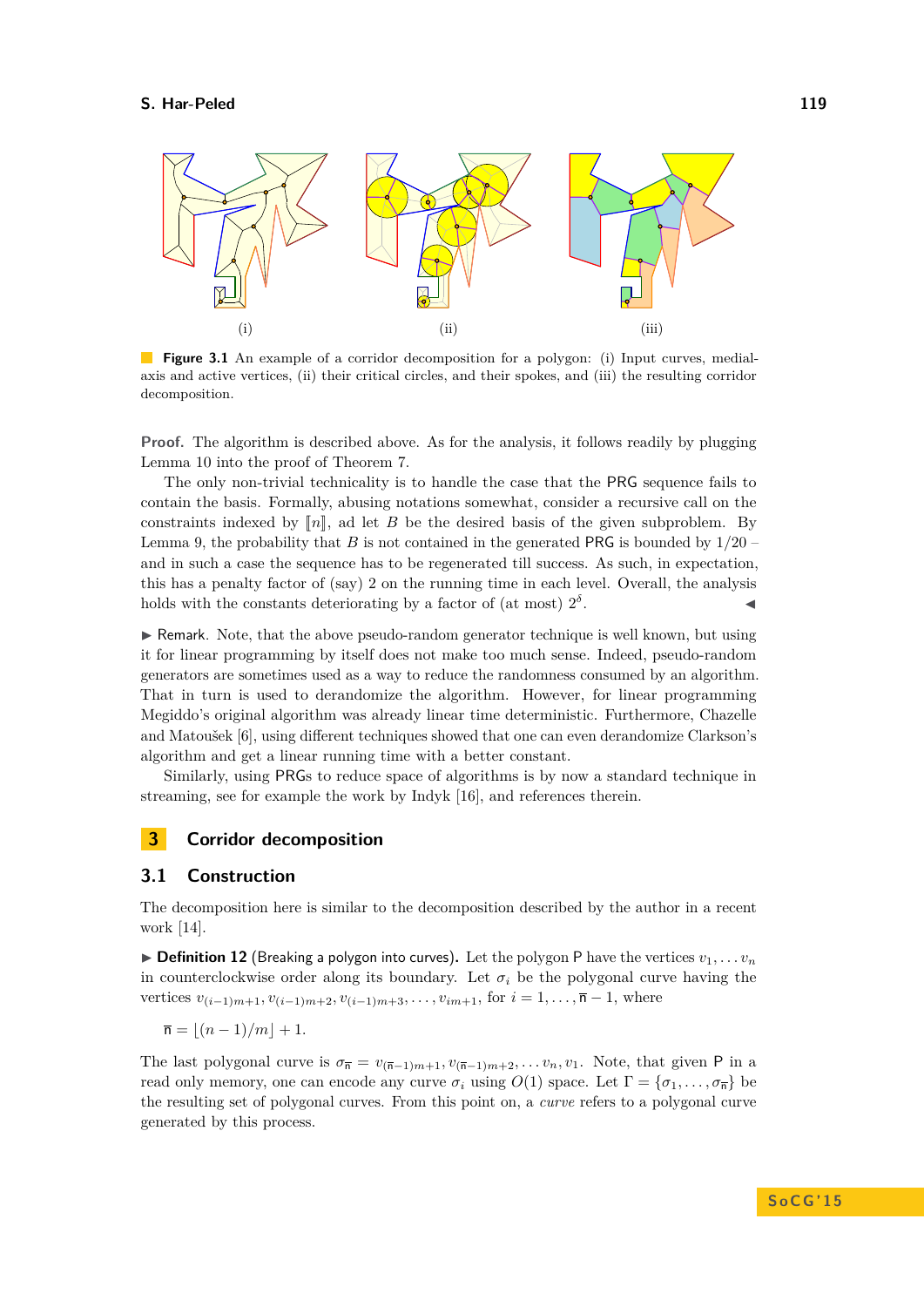(i) (ii) (iii)

**Figure 3.1** An example of a corridor decomposition for a polygon: (i) Input curves, medial-axis and active vertices, (ii) their critical circles, and their spokes, and (iii) the resulting corridor decomposition.

**Proof.** The algorithm is described above. As for the analysis, it follows readily by plugging Lemma 10 into the proof of Theorem 7.

The only non-trivial technicality is to handle the case that the PRG sequence fails to contain the basis. Formally, abusing notations somewhat, consider a recursive call on the constraints indexed by $[\![n]\!]$, ad let $B$ be the desired basis of the given subproblem. By Lemma 9, the probability that $B$ is not contained in the generated PRG is bounded by $1/20$ – and in such a case the sequence has to be regenerated till success. As such, in expectation, this has a penalty factor of (say) 2 on the running time in each level. Overall, the analysis holds with the constants deteriorating by a factor of (at most) $2^{\delta}$. ◀

▶ Remark. Note, that the above pseudo-random generator technique is well known, but using it for linear programming by itself does not make too much sense. Indeed, pseudo-random generators are sometimes used as a way to reduce the randomness consumed by an algorithm. That in turn is used to derandomize the algorithm. However, for linear programming Megiddo's original algorithm was already linear time deterministic. Furthermore, Chazelle and Matoušek [6], using different techniques showed that one can even derandomize Clarkson's algorithm and get a linear running time with a better constant.

Similarly, using PRGs to reduce space of algorithms is by now a standard technique in streaming, see for example the work by Indyk [16], and references therein.

## 3 Corridor decomposition

### 3.1 Construction

The decomposition here is similar to the decomposition described by the author in a recent work [14].

▶ **Definition 12** (Breaking a polygon into curves). Let the polygon $\mathsf{P}$ have the vertices $v_1, \ldots v_n$ in counterclockwise order along its boundary. Let $\sigma_i$ be the polygonal curve having the vertices $v_{(i-1)m+1}, v_{(i-1)m+2}, v_{(i-1)m+3}, \ldots, v_{im+1}$, for $i = 1, \ldots, \overline{n} - 1$, where

$$\overline{n} = \lfloor (n-1)/m \rfloor + 1.$$

The last polygonal curve is $\sigma_{\overline{n}} = v_{(\overline{n}-1)m+1}, v_{(\overline{n}-1)m+2}, \ldots v_n, v_1$. Note, that given $\mathsf{P}$ in a read only memory, one can encode any curve $\sigma_i$ using $O(1)$ space. Let $\Gamma = \{\sigma_1, \ldots, \sigma_{\overline{n}}\}$ be the resulting set of polygonal curves. From this point on, a *curve* refers to a polygonal curve generated by this process.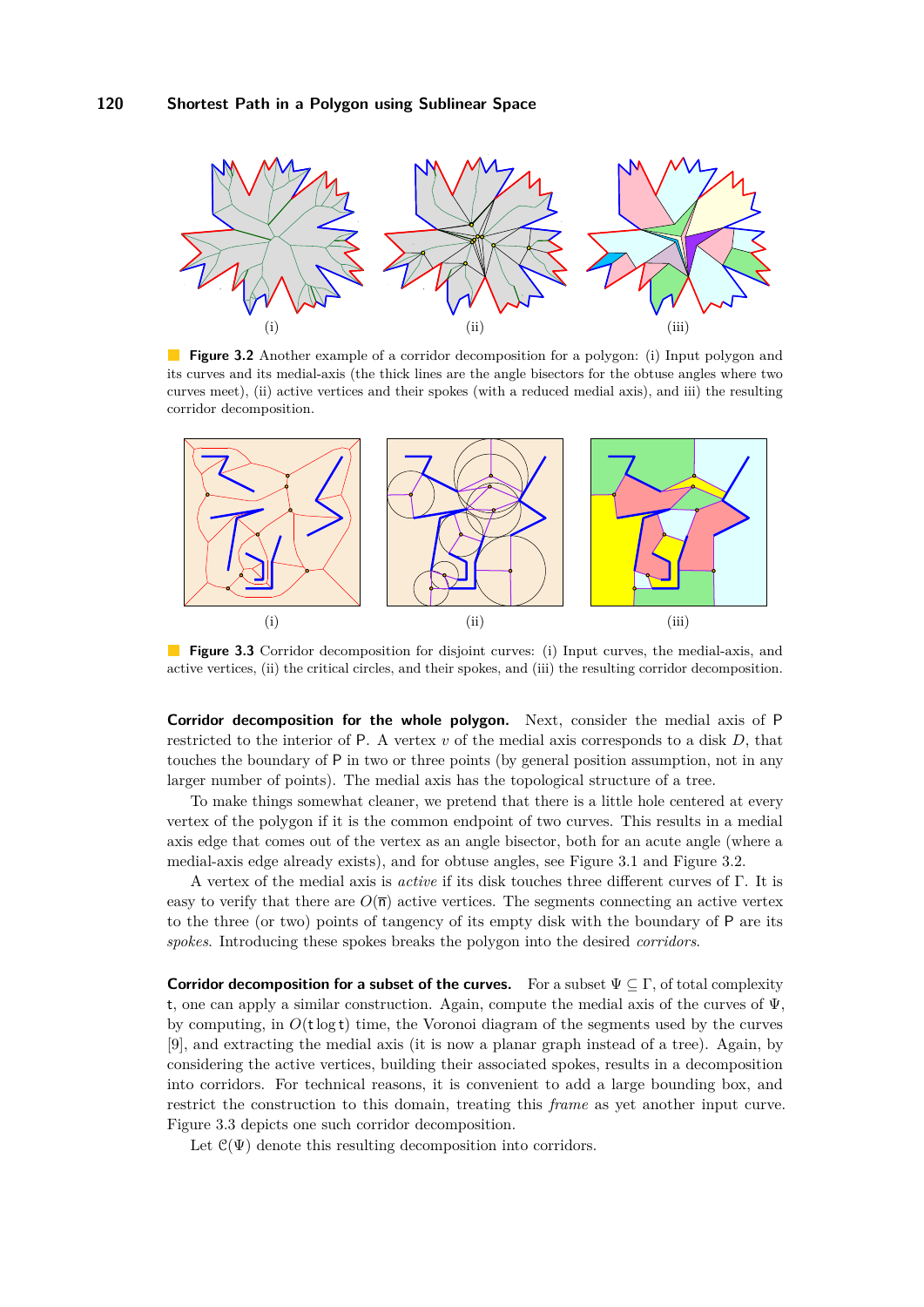(i) (ii) (iii)

**Figure 3.2** Another example of a corridor decomposition for a polygon: (i) Input polygon and its curves and its medial-axis (the thick lines are the angle bisectors for the obtuse angles where two curves meet), (ii) active vertices and their spokes (with a reduced medial axis), and iii) the resulting corridor decomposition.

(i) (ii) (iii)

**Figure 3.3** Corridor decomposition for disjoint curves: (i) Input curves, the medial-axis, and active vertices, (ii) the critical circles, and their spokes, and (iii) the resulting corridor decomposition.

**Corridor decomposition for the whole polygon.** Next, consider the medial axis of P restricted to the interior of P. A vertex $v$ of the medial axis corresponds to a disk $D$, that touches the boundary of P in two or three points (by general position assumption, not in any larger number of points). The medial axis has the topological structure of a tree.

To make things somewhat cleaner, we pretend that there is a little hole centered at every vertex of the polygon if it is the common endpoint of two curves. This results in a medial axis edge that comes out of the vertex as an angle bisector, both for an acute angle (where a medial-axis edge already exists), and for obtuse angles, see Figure 3.1 and Figure 3.2.

A vertex of the medial axis is *active* if its disk touches three different curves of $\Gamma$. It is easy to verify that there are $O(\overline{\mathsf{n}})$ active vertices. The segments connecting an active vertex to the three (or two) points of tangency of its empty disk with the boundary of P are its *spokes*. Introducing these spokes breaks the polygon into the desired *corridors*.

**Corridor decomposition for a subset of the curves.** For a subset $\Psi \subseteq \Gamma$, of total complexity $\mathsf{t}$, one can apply a similar construction. Again, compute the medial axis of the curves of $\Psi$, by computing, in $O(\mathsf{t} \log \mathsf{t})$ time, the Voronoi diagram of the segments used by the curves [9], and extracting the medial axis (it is now a planar graph instead of a tree). Again, by considering the active vertices, building their associated spokes, results in a decomposition into corridors. For technical reasons, it is convenient to add a large bounding box, and restrict the construction to this domain, treating this *frame* as yet another input curve. Figure 3.3 depicts one such corridor decomposition.

Let $\mathcal{C}(\Psi)$ denote this resulting decomposition into corridors.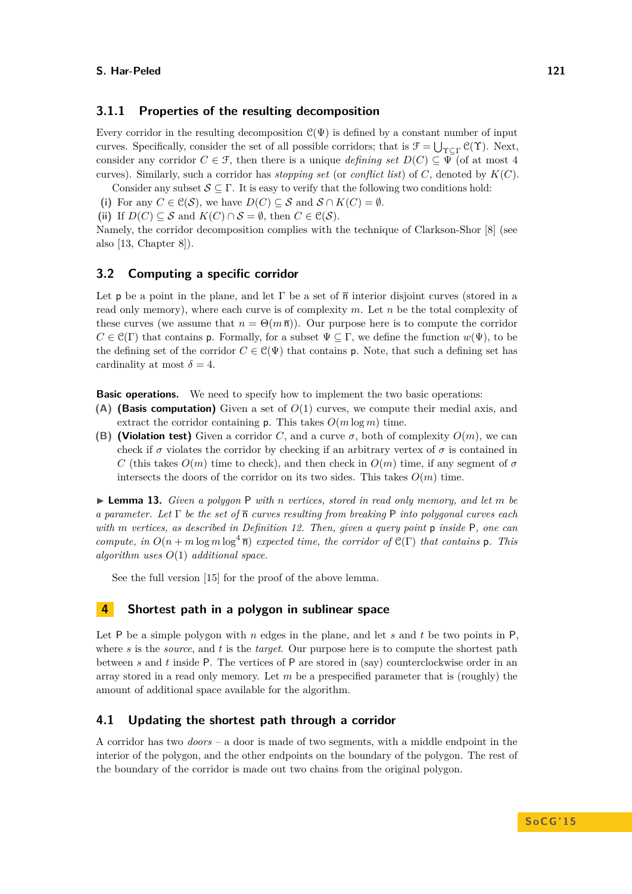### 3.1.1 Properties of the resulting decomposition

Every corridor in the resulting decomposition $\mathcal{C}(\Psi)$ is defined by a constant number of input curves. Specifically, consider the set of all possible corridors; that is $\mathcal{F} = \bigcup_{\Upsilon \subseteq \Gamma} \mathcal{C}(\Upsilon)$. Next, consider any corridor $C \in \mathcal{F}$, then there is a unique *defining set* $D(C) \subseteq \Psi$ (of at most 4 curves). Similarly, such a corridor has *stopping set* (or *conflict list*) of $C$, denoted by $K(C)$.

Consider any subset $\mathcal{S} \subseteq \Gamma$. It is easy to verify that the following two conditions hold:

**(i)** For any $C \in \mathcal{C}(\mathcal{S})$, we have $D(C) \subseteq \mathcal{S}$ and $\mathcal{S} \cap K(C) = \emptyset$.

**(ii)** If $D(C) \subseteq \mathcal{S}$ and $K(C) \cap \mathcal{S} = \emptyset$, then $C \in \mathcal{C}(\mathcal{S})$.

Namely, the corridor decomposition complies with the technique of Clarkson-Shor [8] (see also [13, Chapter 8]).

## 3.2 Computing a specific corridor

Let $\mathsf{p}$ be a point in the plane, and let $\Gamma$ be a set of $\overline{n}$ interior disjoint curves (stored in a read only memory), where each curve is of complexity $m$. Let $n$ be the total complexity of these curves (we assume that $n = \Theta(m\,\overline{n})$). Our purpose here is to compute the corridor $C \in \mathcal{C}(\Gamma)$ that contains $\mathsf{p}$. Formally, for a subset $\Psi \subseteq \Gamma$, we define the function $w(\Psi)$, to be the defining set of the corridor $C \in \mathcal{C}(\Psi)$ that contains $\mathsf{p}$. Note, that such a defining set has cardinality at most $\delta = 4$.

**Basic operations.** We need to specify how to implement the two basic operations:

**(A)** **(Basis computation)** Given a set of $O(1)$ curves, we compute their medial axis, and extract the corridor containing $\mathsf{p}$. This takes $O(m \log m)$ time.

**(B)** **(Violation test)** Given a corridor $C$, and a curve $\sigma$, both of complexity $O(m)$, we can check if $\sigma$ violates the corridor by checking if an arbitrary vertex of $\sigma$ is contained in $C$ (this takes $O(m)$ time to check), and then check in $O(m)$ time, if any segment of $\sigma$ intersects the doors of the corridor on its two sides. This takes $O(m)$ time.

▶ **Lemma 13.** *Given a polygon* $\mathsf{P}$ *with* $n$ *vertices, stored in read only memory, and let* $m$ *be a parameter. Let* $\Gamma$ *be the set of* $\overline{n}$ *curves resulting from breaking* $\mathsf{P}$ *into polygonal curves each with* $m$ *vertices, as described in Definition 12. Then, given a query point* $\mathsf{p}$ *inside* $\mathsf{P}$*, one can compute, in* $O(n + m \log m \log^4 \overline{n})$ *expected time, the corridor of* $\mathcal{C}(\Gamma)$ *that contains* $\mathsf{p}$*. This algorithm uses* $O(1)$ *additional space.*

See the full version [15] for the proof of the above lemma.

# 4 Shortest path in a polygon in sublinear space

Let $\mathsf{P}$ be a simple polygon with $n$ edges in the plane, and let $s$ and $t$ be two points in $\mathsf{P}$, where $s$ is the *source*, and $t$ is the *target*. Our purpose here is to compute the shortest path between $s$ and $t$ inside $\mathsf{P}$. The vertices of $\mathsf{P}$ are stored in (say) counterclockwise order in an array stored in a read only memory. Let $m$ be a prespecified parameter that is (roughly) the amount of additional space available for the algorithm.

## 4.1 Updating the shortest path through a corridor

A corridor has two *doors* – a door is made of two segments, with a middle endpoint in the interior of the polygon, and the other endpoints on the boundary of the polygon. The rest of the boundary of the corridor is made out two chains from the original polygon.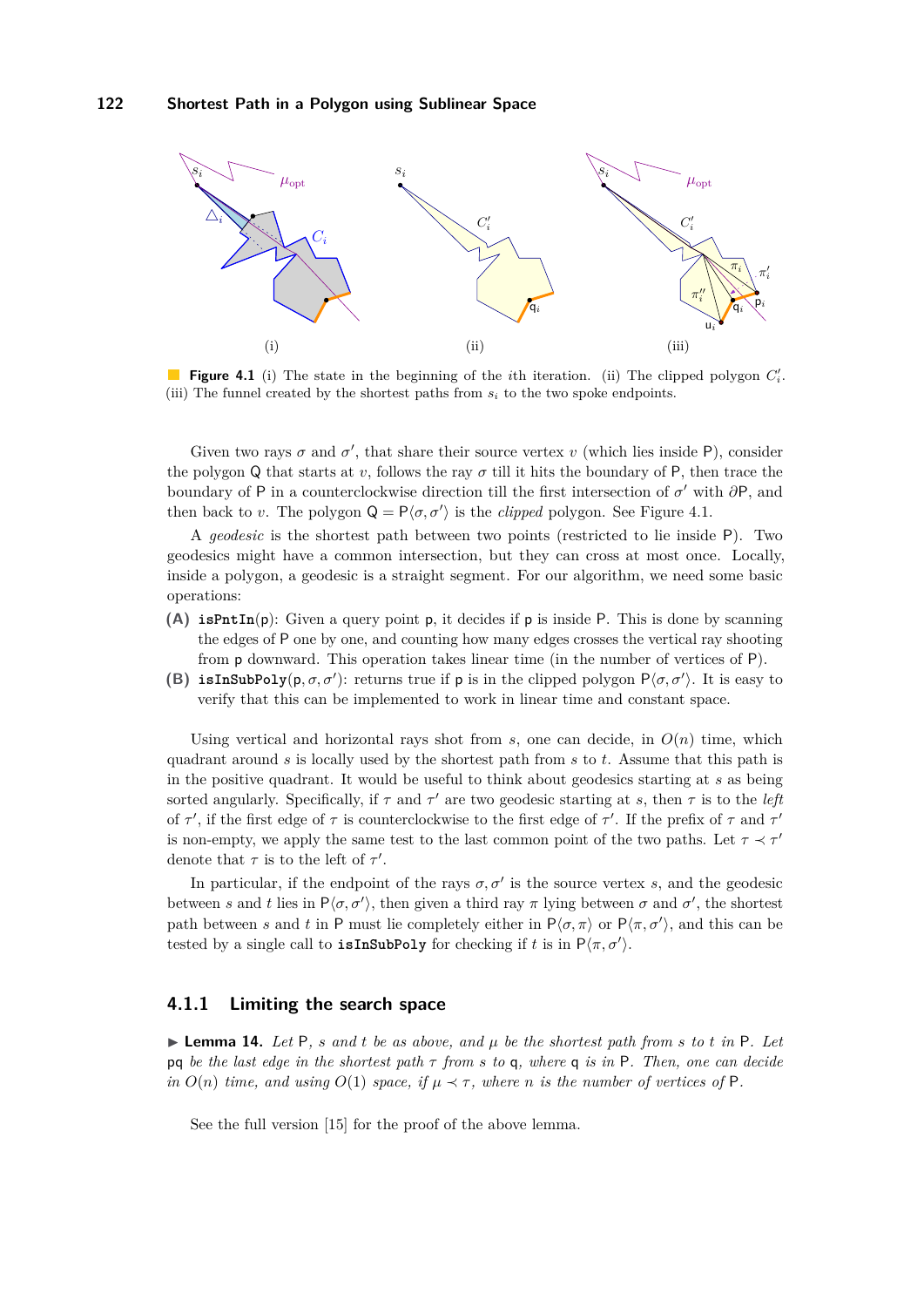**Figure 4.1** (i) The state in the beginning of the $i$th iteration. (ii) The clipped polygon $C_i'$. (iii) The funnel created by the shortest paths from $s_i$ to the two spoke endpoints.

Given two rays $\sigma$ and $\sigma'$, that share their source vertex $v$ (which lies inside P), consider the polygon Q that starts at $v$, follows the ray $\sigma$ till it hits the boundary of P, then trace the boundary of P in a counterclockwise direction till the first intersection of $\sigma'$ with $\partial$P, and then back to $v$. The polygon $\mathsf{Q} = \mathsf{P}\langle\sigma, \sigma'\rangle$ is the *clipped* polygon. See Figure 4.1.

A *geodesic* is the shortest path between two points (restricted to lie inside P). Two geodesics might have a common intersection, but they can cross at most once. Locally, inside a polygon, a geodesic is a straight segment. For our algorithm, we need some basic operations:

**(A)** `isPntIn`(p): Given a query point p, it decides if p is inside P. This is done by scanning the edges of P one by one, and counting how many edges crosses the vertical ray shooting from p downward. This operation takes linear time (in the number of vertices of P).

**(B)** `isInSubPoly`(p, $\sigma$, $\sigma'$): returns true if p is in the clipped polygon $\mathsf{P}\langle\sigma, \sigma'\rangle$. It is easy to verify that this can be implemented to work in linear time and constant space.

Using vertical and horizontal rays shot from $s$, one can decide, in $O(n)$ time, which quadrant around $s$ is locally used by the shortest path from $s$ to $t$. Assume that this path is in the positive quadrant. It would be useful to think about geodesics starting at $s$ as being sorted angularly. Specifically, if $\tau$ and $\tau'$ are two geodesic starting at $s$, then $\tau$ is to the *left* of $\tau'$, if the first edge of $\tau$ is counterclockwise to the first edge of $\tau'$. If the prefix of $\tau$ and $\tau'$ is non-empty, we apply the same test to the last common point of the two paths. Let $\tau \prec \tau'$ denote that $\tau$ is to the left of $\tau'$.

In particular, if the endpoint of the rays $\sigma, \sigma'$ is the source vertex $s$, and the geodesic between $s$ and $t$ lies in $\mathsf{P}\langle\sigma, \sigma'\rangle$, then given a third ray $\pi$ lying between $\sigma$ and $\sigma'$, the shortest path between $s$ and $t$ in P must lie completely either in $\mathsf{P}\langle\sigma, \pi\rangle$ or $\mathsf{P}\langle\pi, \sigma'\rangle$, and this can be tested by a single call to `isInSubPoly` for checking if $t$ is in $\mathsf{P}\langle\pi, \sigma'\rangle$.

### 4.1.1 Limiting the search space

▶ **Lemma 14.** *Let* P*, $s$ and $t$ be as above, and $\mu$ be the shortest path from $s$ to $t$ in* P*. Let* pq *be the last edge in the shortest path $\tau$ from $s$ to* q*, where* q *is in* P*. Then, one can decide in $O(n)$ time, and using $O(1)$ space, if $\mu \prec \tau$, where $n$ is the number of vertices of* P*.*

See the full version [15] for the proof of the above lemma.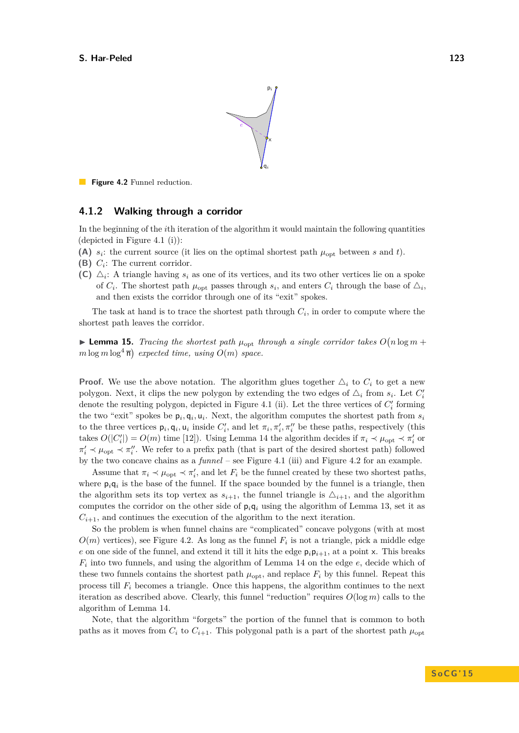**Figure 4.2** Funnel reduction.

### 4.1.2 Walking through a corridor

In the beginning of the $i$th iteration of the algorithm it would maintain the following quantities (depicted in Figure 4.1 (i)):

**(A)** $s_i$: the current source (it lies on the optimal shortest path $\mu_{\mathrm{opt}}$ between $s$ and $t$).

**(B)** $C_i$: The current corridor.

**(C)** $\triangle_i$: A triangle having $s_i$ as one of its vertices, and its two other vertices lie on a spoke of $C_i$. The shortest path $\mu_{\mathrm{opt}}$ passes through $s_i$, and enters $C_i$ through the base of $\triangle_i$, and then exists the corridor through one of its "exit" spokes.

The task at hand is to trace the shortest path through $C_i$, in order to compute where the shortest path leaves the corridor.

▶ **Lemma 15.** *Tracing the shortest path $\mu_{\mathrm{opt}}$ through a single corridor takes $O\big(n \log m + m \log m \log^4 \overline{\mathsf{n}}\big)$ expected time, using $O(m)$ space.*

**Proof.** We use the above notation. The algorithm glues together $\triangle_i$ to $C_i$ to get a new polygon. Next, it clips the new polygon by extending the two edges of $\triangle_i$ from $s_i$. Let $C_i'$ denote the resulting polygon, depicted in Figure 4.1 (ii). Let the three vertices of $C_i'$ forming the two "exit" spokes be $\mathsf{p}_i, \mathsf{q}_i, \mathsf{u}_i$. Next, the algorithm computes the shortest path from $s_i$ to the three vertices $\mathsf{p}_i, \mathsf{q}_i, \mathsf{u}_i$ inside $C_i'$, and let $\pi_i, \pi_i', \pi_i''$ be these paths, respectively (this takes $O(|C_i'|) = O(m)$ time [12]). Using Lemma 14 the algorithm decides if $\pi_i \prec \mu_{\mathrm{opt}} \prec \pi_i'$ or $\pi_i' \prec \mu_{\mathrm{opt}} \prec \pi_i''$. We refer to a prefix path (that is part of the desired shortest path) followed by the two concave chains as a *funnel* – see Figure 4.1 (iii) and Figure 4.2 for an example.

Assume that $\pi_i \prec \mu_{\mathrm{opt}} \prec \pi_i'$, and let $F_i$ be the funnel created by these two shortest paths, where $\mathsf{p}_i\mathsf{q}_i$ is the base of the funnel. If the space bounded by the funnel is a triangle, then the algorithm sets its top vertex as $s_{i+1}$, the funnel triangle is $\triangle_{i+1}$, and the algorithm computes the corridor on the other side of $\mathsf{p}_i\mathsf{q}_i$ using the algorithm of Lemma 13, set it as $C_{i+1}$, and continues the execution of the algorithm to the next iteration.

So the problem is when funnel chains are "complicated" concave polygons (with at most $O(m)$ vertices), see Figure 4.2. As long as the funnel $F_i$ is not a triangle, pick a middle edge $e$ on one side of the funnel, and extend it till it hits the edge $\mathsf{p}_i\mathsf{p}_{i+1}$, at a point $\mathsf{x}$. This breaks $F_i$ into two funnels, and using the algorithm of Lemma 14 on the edge $e$, decide which of these two funnels contains the shortest path $\mu_{\mathrm{opt}}$, and replace $F_i$ by this funnel. Repeat this process till $F_i$ becomes a triangle. Once this happens, the algorithm continues to the next iteration as described above. Clearly, this funnel "reduction" requires $O(\log m)$ calls to the algorithm of Lemma 14.

Note, that the algorithm "forgets" the portion of the funnel that is common to both paths as it moves from $C_i$ to $C_{i+1}$. This polygonal path is a part of the shortest path $\mu_{\mathrm{opt}}$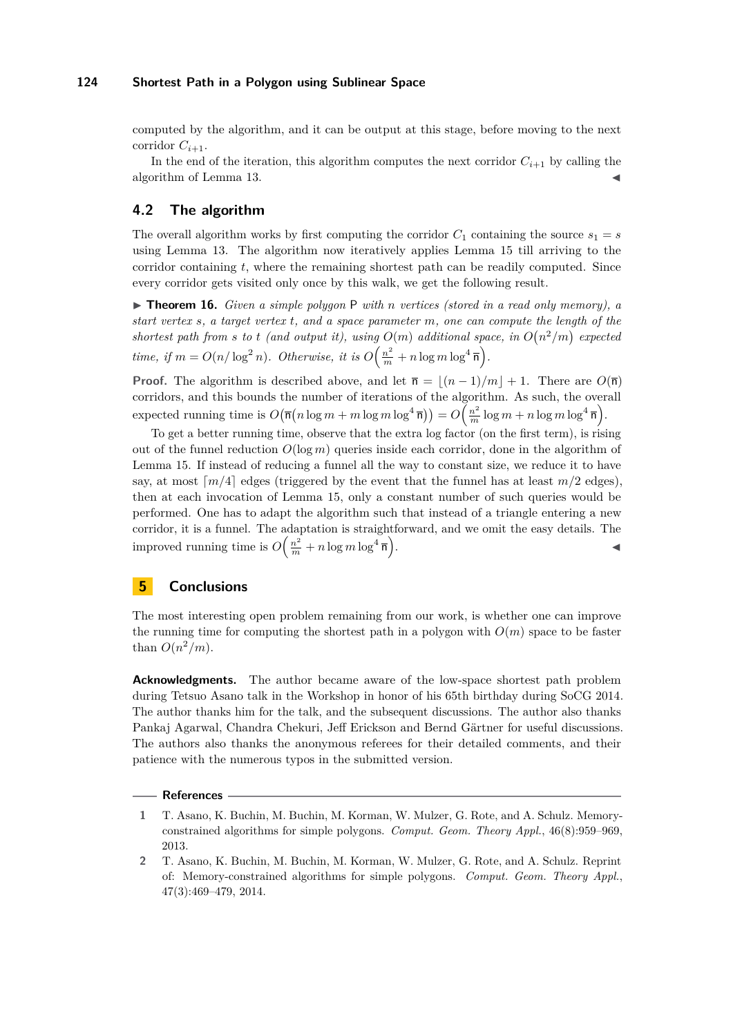computed by the algorithm, and it can be output at this stage, before moving to the next corridor $C_{i+1}$.

In the end of the iteration, this algorithm computes the next corridor $C_{i+1}$ by calling the algorithm of Lemma 13. ◀

## 4.2 The algorithm

The overall algorithm works by first computing the corridor $C_1$ containing the source $s_1 = s$ using Lemma 13. The algorithm now iteratively applies Lemma 15 till arriving to the corridor containing $t$, where the remaining shortest path can be readily computed. Since every corridor gets visited only once by this walk, we get the following result.

▶ **Theorem 16.** *Given a simple polygon* $\mathsf{P}$ *with* $n$ *vertices (stored in a read only memory), a start vertex* $s$*, a target vertex* $t$*, and a space parameter* $m$*, one can compute the length of the shortest path from* $s$ *to* $t$ *(and output it), using* $O(m)$ *additional space, in* $O\left(n^2/m\right)$ *expected time, if* $m = O(n/\log^2 n)$*. Otherwise, it is* $O\left(\frac{n^2}{m} + n\log m \log^4 \overline{\mathsf{n}}\right)$*.*

**Proof.** The algorithm is described above, and let $\overline{\mathsf{n}} = \lfloor (n-1)/m \rfloor + 1$. There are $O(\overline{\mathsf{n}})$ corridors, and this bounds the number of iterations of the algorithm. As such, the overall expected running time is $O\left(\overline{\mathsf{n}}\left(n \log m + m \log m \log^4 \overline{\mathsf{n}}\right)\right) = O\left(\frac{n^2}{m}\log m + n \log m \log^4 \overline{\mathsf{n}}\right)$.

To get a better running time, observe that the extra log factor (on the first term), is rising out of the funnel reduction $O(\log m)$ queries inside each corridor, done in the algorithm of Lemma 15. If instead of reducing a funnel all the way to constant size, we reduce it to have say, at most $\lceil m/4 \rceil$ edges (triggered by the event that the funnel has at least $m/2$ edges), then at each invocation of Lemma 15, only a constant number of such queries would be performed. One has to adapt the algorithm such that instead of a triangle entering a new corridor, it is a funnel. The adaptation is straightforward, and we omit the easy details. The improved running time is $O\left(\frac{n^2}{m} + n \log m \log^4 \overline{\mathsf{n}}\right)$. ◀

# 5 Conclusions

The most interesting open problem remaining from our work, is whether one can improve the running time for computing the shortest path in a polygon with $O(m)$ space to be faster than $O(n^2/m)$.

**Acknowledgments.** The author became aware of the low-space shortest path problem during Tetsuo Asano talk in the Workshop in honor of his 65th birthday during SoCG 2014. The author thanks him for the talk, and the subsequent discussions. The author also thanks Pankaj Agarwal, Chandra Chekuri, Jeff Erickson and Bernd Gärtner for useful discussions. The authors also thanks the anonymous referees for their detailed comments, and their patience with the numerous typos in the submitted version.

## References

1. T. Asano, K. Buchin, M. Buchin, M. Korman, W. Mulzer, G. Rote, and A. Schulz. Memory-constrained algorithms for simple polygons. *Comput. Geom. Theory Appl.*, 46(8):959–969, 2013.
2. T. Asano, K. Buchin, M. Buchin, M. Korman, W. Mulzer, G. Rote, and A. Schulz. Reprint of: Memory-constrained algorithms for simple polygons. *Comput. Geom. Theory Appl.*, 47(3):469–479, 2014.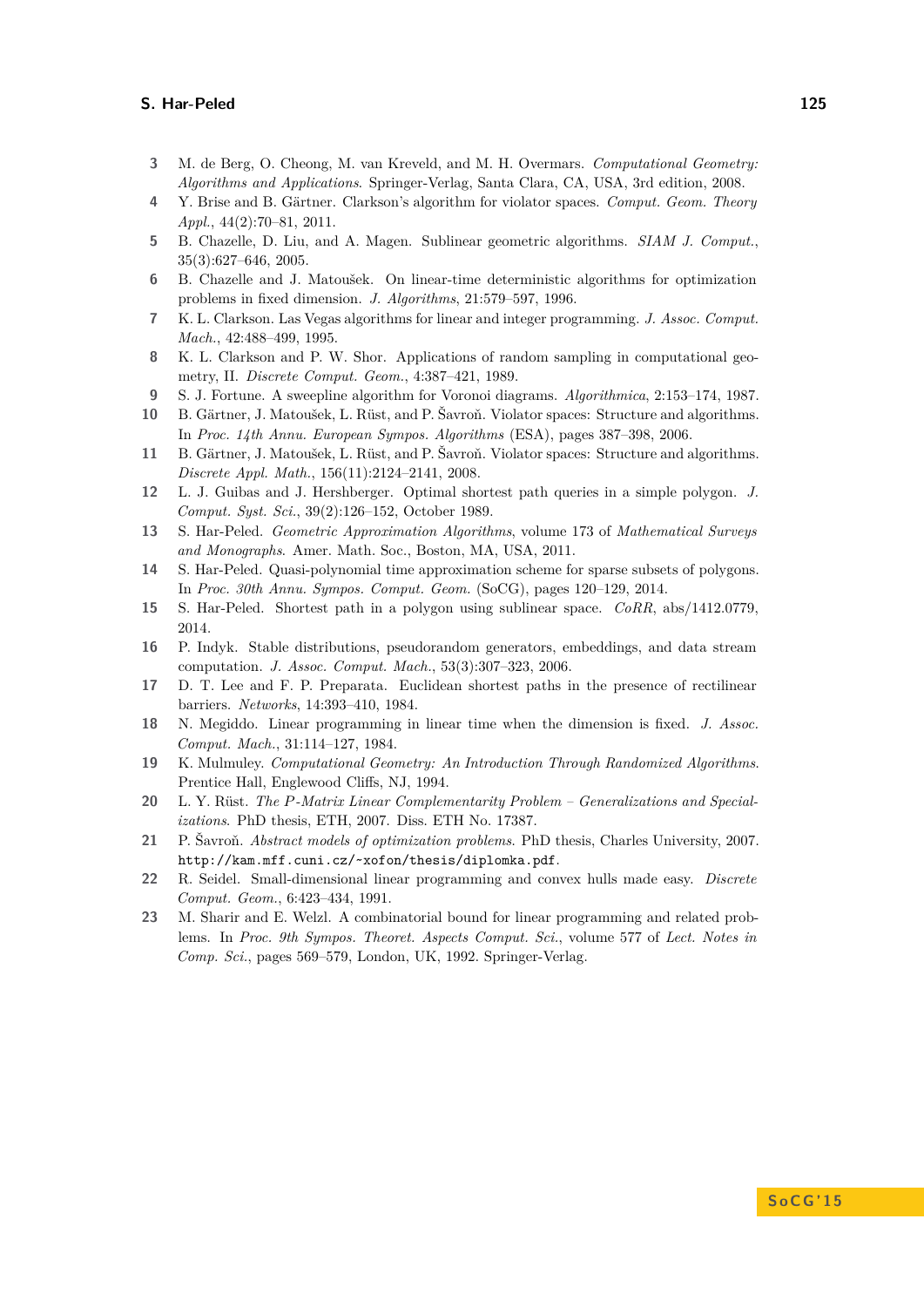3 M. de Berg, O. Cheong, M. van Kreveld, and M. H. Overmars. *Computational Geometry: Algorithms and Applications*. Springer-Verlag, Santa Clara, CA, USA, 3rd edition, 2008.

4 Y. Brise and B. Gärtner. Clarkson's algorithm for violator spaces. *Comput. Geom. Theory Appl.*, 44(2):70–81, 2011.

5 B. Chazelle, D. Liu, and A. Magen. Sublinear geometric algorithms. *SIAM J. Comput.*, 35(3):627–646, 2005.

6 B. Chazelle and J. Matoušek. On linear-time deterministic algorithms for optimization problems in fixed dimension. *J. Algorithms*, 21:579–597, 1996.

7 K. L. Clarkson. Las Vegas algorithms for linear and integer programming. *J. Assoc. Comput. Mach.*, 42:488–499, 1995.

8 K. L. Clarkson and P. W. Shor. Applications of random sampling in computational geometry, II. *Discrete Comput. Geom.*, 4:387–421, 1989.

9 S. J. Fortune. A sweepline algorithm for Voronoi diagrams. *Algorithmica*, 2:153–174, 1987.

10 B. Gärtner, J. Matoušek, L. Rüst, and P. Škovroň. Violator spaces: Structure and algorithms. In *Proc. 14th Annu. European Sympos. Algorithms* (ESA), pages 387–398, 2006.

11 B. Gärtner, J. Matoušek, L. Rüst, and P. Škovroň. Violator spaces: Structure and algorithms. *Discrete Appl. Math.*, 156(11):2124–2141, 2008.

12 L. J. Guibas and J. Hershberger. Optimal shortest path queries in a simple polygon. *J. Comput. Syst. Sci.*, 39(2):126–152, October 1989.

13 S. Har-Peled. *Geometric Approximation Algorithms*, volume 173 of *Mathematical Surveys and Monographs*. Amer. Math. Soc., Boston, MA, USA, 2011.

14 S. Har-Peled. Quasi-polynomial time approximation scheme for sparse subsets of polygons. In *Proc. 30th Annu. Sympos. Comput. Geom.* (SoCG), pages 120–129, 2014.

15 S. Har-Peled. Shortest path in a polygon using sublinear space. *CoRR*, abs/1412.0779, 2014.

16 P. Indyk. Stable distributions, pseudorandom generators, embeddings, and data stream computation. *J. Assoc. Comput. Mach.*, 53(3):307–323, 2006.

17 D. T. Lee and F. P. Preparata. Euclidean shortest paths in the presence of rectilinear barriers. *Networks*, 14:393–410, 1984.

18 N. Megiddo. Linear programming in linear time when the dimension is fixed. *J. Assoc. Comput. Mach.*, 31:114–127, 1984.

19 K. Mulmuley. *Computational Geometry: An Introduction Through Randomized Algorithms*. Prentice Hall, Englewood Cliffs, NJ, 1994.

20 L. Y. Rüst. *The P-Matrix Linear Complementarity Problem – Generalizations and Specializations*. PhD thesis, ETH, 2007. Diss. ETH No. 17387.

21 P. Škovroň. *Abstract models of optimization problems*. PhD thesis, Charles University, 2007. http://kam.mff.cuni.cz/~xofon/thesis/diplomka.pdf.

22 R. Seidel. Small-dimensional linear programming and convex hulls made easy. *Discrete Comput. Geom.*, 6:423–434, 1991.

23 M. Sharir and E. Welzl. A combinatorial bound for linear programming and related problems. In *Proc. 9th Sympos. Theoret. Aspects Comput. Sci.*, volume 577 of *Lect. Notes in Comp. Sci.*, pages 569–579, London, UK, 1992. Springer-Verlag.